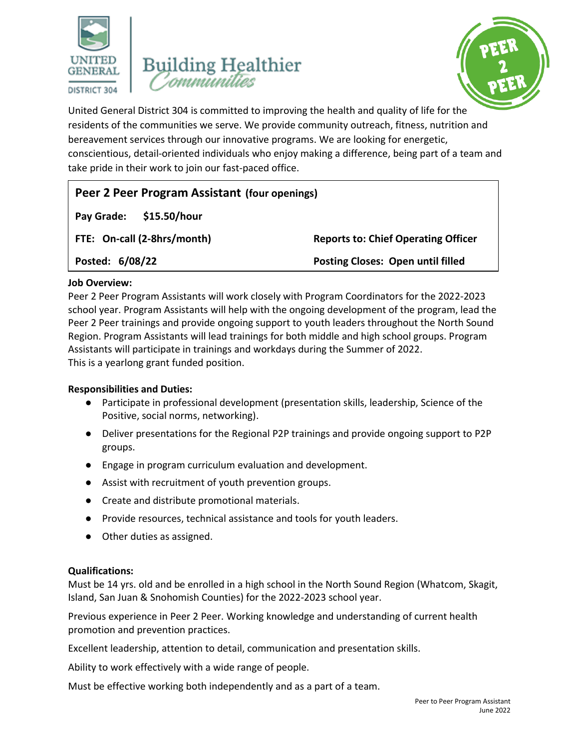UNITED GENERAL DISTRICT 304 | Building Healthier Communities

PEER 2 PEER

United General District 304 is committed to improving the health and quality of life for the residents of the communities we serve. We provide community outreach, fitness, nutrition and bereavement services through our innovative programs. We are looking for energetic, conscientious, detail-oriented individuals who enjoy making a difference, being part of a team and take pride in their work to join our fast-paced office.

| **Peer 2 Peer Program Assistant (four openings)** | |
|---|---|
| **Pay Grade: $15.50/hour** | |
| **FTE: On-call (2-8hrs/month)** | **Reports to: Chief Operating Officer** |
| **Posted: 6/08/22** | **Posting Closes: Open until filled** |

**Job Overview:**

Peer 2 Peer Program Assistants will work closely with Program Coordinators for the 2022-2023 school year. Program Assistants will help with the ongoing development of the program, lead the Peer 2 Peer trainings and provide ongoing support to youth leaders throughout the North Sound Region. Program Assistants will lead trainings for both middle and high school groups. Program Assistants will participate in trainings and workdays during the Summer of 2022.
This is a yearlong grant funded position.

**Responsibilities and Duties:**

- Participate in professional development (presentation skills, leadership, Science of the Positive, social norms, networking).
- Deliver presentations for the Regional P2P trainings and provide ongoing support to P2P groups.
- Engage in program curriculum evaluation and development.
- Assist with recruitment of youth prevention groups.
- Create and distribute promotional materials.
- Provide resources, technical assistance and tools for youth leaders.
- Other duties as assigned.

**Qualifications:**

Must be 14 yrs. old and be enrolled in a high school in the North Sound Region (Whatcom, Skagit, Island, San Juan & Snohomish Counties) for the 2022-2023 school year.

Previous experience in Peer 2 Peer. Working knowledge and understanding of current health promotion and prevention practices.

Excellent leadership, attention to detail, communication and presentation skills.

Ability to work effectively with a wide range of people.

Must be effective working both independently and as a part of a team.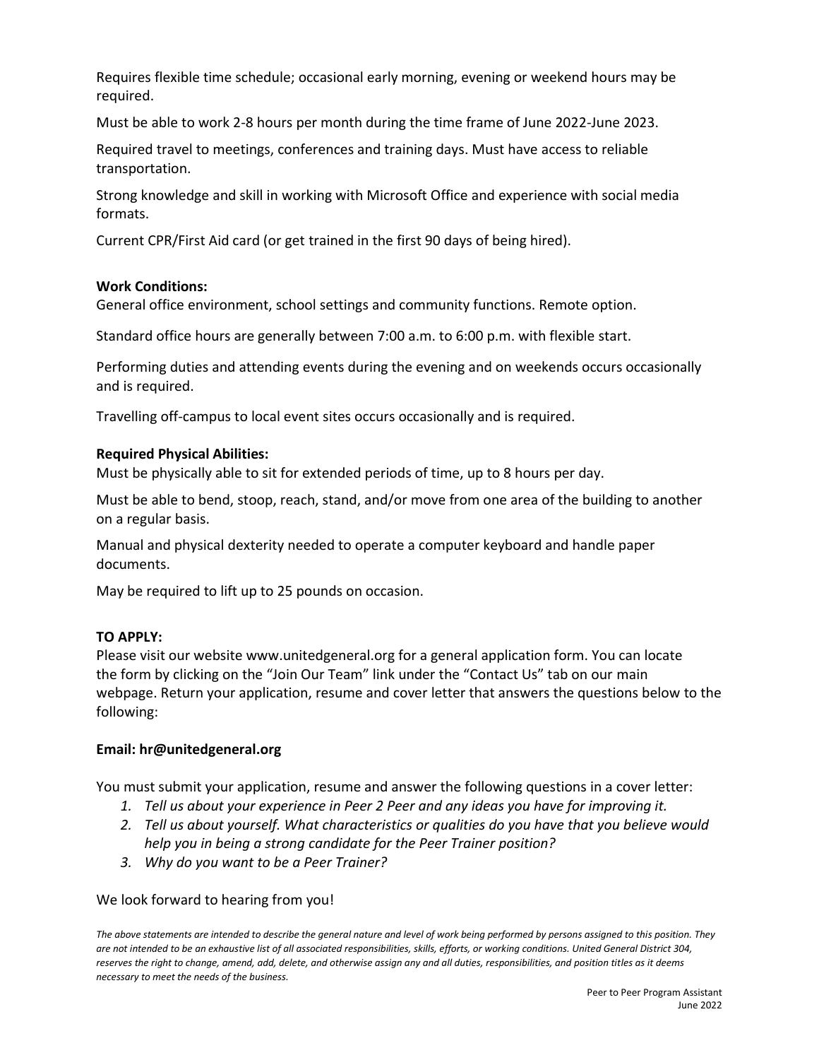Requires flexible time schedule; occasional early morning, evening or weekend hours may be required.

Must be able to work 2-8 hours per month during the time frame of June 2022-June 2023.

Required travel to meetings, conferences and training days. Must have access to reliable transportation.

Strong knowledge and skill in working with Microsoft Office and experience with social media formats.

Current CPR/First Aid card (or get trained in the first 90 days of being hired).

**Work Conditions:**
General office environment, school settings and community functions. Remote option.

Standard office hours are generally between 7:00 a.m. to 6:00 p.m. with flexible start.

Performing duties and attending events during the evening and on weekends occurs occasionally and is required.

Travelling off-campus to local event sites occurs occasionally and is required.

**Required Physical Abilities:**
Must be physically able to sit for extended periods of time, up to 8 hours per day.

Must be able to bend, stoop, reach, stand, and/or move from one area of the building to another on a regular basis.

Manual and physical dexterity needed to operate a computer keyboard and handle paper documents.

May be required to lift up to 25 pounds on occasion.

**TO APPLY:**
Please visit our website www.unitedgeneral.org for a general application form. You can locate the form by clicking on the "Join Our Team" link under the "Contact Us" tab on our main webpage. Return your application, resume and cover letter that answers the questions below to the following:

**Email: hr@unitedgeneral.org**

You must submit your application, resume and answer the following questions in a cover letter:

1. *Tell us about your experience in Peer 2 Peer and any ideas you have for improving it.*
2. *Tell us about yourself. What characteristics or qualities do you have that you believe would help you in being a strong candidate for the Peer Trainer position?*
3. *Why do you want to be a Peer Trainer?*

We look forward to hearing from you!

*The above statements are intended to describe the general nature and level of work being performed by persons assigned to this position. They are not intended to be an exhaustive list of all associated responsibilities, skills, efforts, or working conditions. United General District 304, reserves the right to change, amend, add, delete, and otherwise assign any and all duties, responsibilities, and position titles as it deems necessary to meet the needs of the business.*